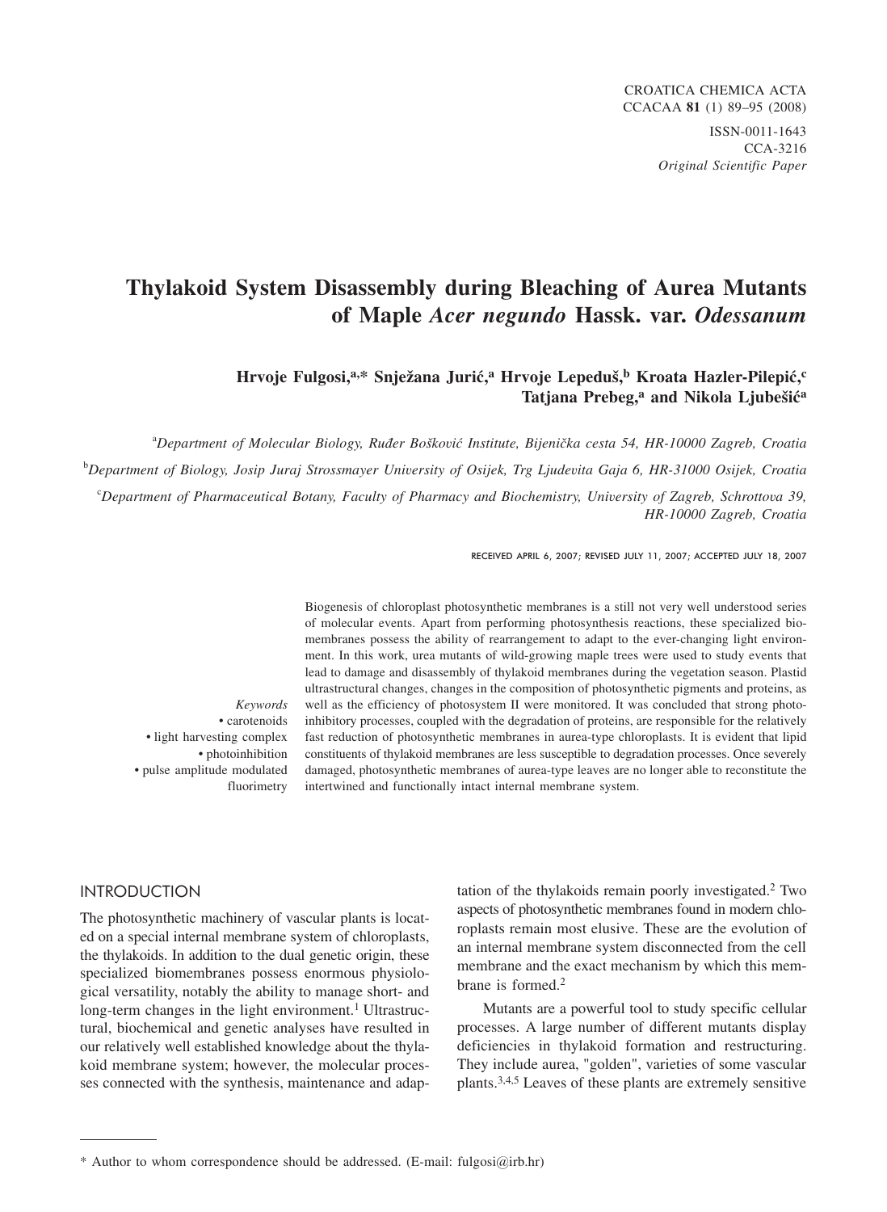CROATICA CHEMICA ACTA
CCACAA **81** (1) 89–95 (2008)

ISSN-0011-1643
CCA-3216
*Original Scientific Paper*

# Thylakoid System Disassembly during Bleaching of Aurea Mutants of Maple *Acer negundo* Hassk. var. *Odessanum*

**Hrvoje Fulgosi,[a,*] Snježana Jurić,[a] Hrvoje Lepeduš,[b] Kroata Hazler-Pilepić,[c] Tatjana Prebeg,[a] and Nikola Ljubešić[a]**

[a]*Department of Molecular Biology, Ruđer Bošković Institute, Bijenička cesta 54, HR-10000 Zagreb, Croatia*

[b]*Department of Biology, Josip Juraj Strossmayer University of Osijek, Trg Ljudevita Gaja 6, HR-31000 Osijek, Croatia*

[c]*Department of Pharmaceutical Botany, Faculty of Pharmacy and Biochemistry, University of Zagreb, Schrottova 39, HR-10000 Zagreb, Croatia*

RECEIVED APRIL 6, 2007; REVISED JULY 11, 2007; ACCEPTED JULY 18, 2007

*Keywords*
- carotenoids
- light harvesting complex
- photoinhibition
- pulse amplitude modulated fluorimetry

Biogenesis of chloroplast photosynthetic membranes is a still not very well understood series of molecular events. Apart from performing photosynthesis reactions, these specialized biomembranes possess the ability of rearrangement to adapt to the ever-changing light environment. In this work, urea mutants of wild-growing maple trees were used to study events that lead to damage and disassembly of thylakoid membranes during the vegetation season. Plastid ultrastructural changes, changes in the composition of photosynthetic pigments and proteins, as well as the efficiency of photosystem II were monitored. It was concluded that strong photoinhibitory processes, coupled with the degradation of proteins, are responsible for the relatively fast reduction of photosynthetic membranes in aurea-type chloroplasts. It is evident that lipid constituents of thylakoid membranes are less susceptible to degradation processes. Once severely damaged, photosynthetic membranes of aurea-type leaves are no longer able to reconstitute the intertwined and functionally intact internal membrane system.

## INTRODUCTION

The photosynthetic machinery of vascular plants is located on a special internal membrane system of chloroplasts, the thylakoids. In addition to the dual genetic origin, these specialized biomembranes possess enormous physiological versatility, notably the ability to manage short- and long-term changes in the light environment.[1] Ultrastructural, biochemical and genetic analyses have resulted in our relatively well established knowledge about the thylakoid membrane system; however, the molecular processes connected with the synthesis, maintenance and adaptation of the thylakoids remain poorly investigated.[2] Two aspects of photosynthetic membranes found in modern chloroplasts remain most elusive. These are the evolution of an internal membrane system disconnected from the cell membrane and the exact mechanism by which this membrane is formed.[2]

Mutants are a powerful tool to study specific cellular processes. A large number of different mutants display deficiencies in thylakoid formation and restructuring. They include aurea, "golden", varieties of some vascular plants.[3,4,5] Leaves of these plants are extremely sensitive

\* Author to whom correspondence should be addressed. (E-mail: fulgosi@irb.hr)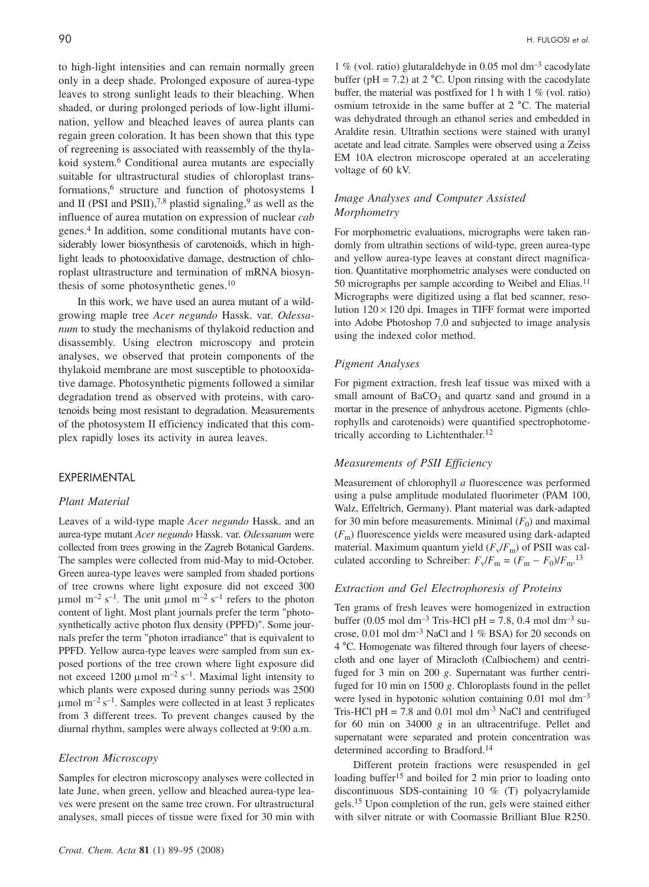to high-light intensities and can remain normally green only in a deep shade. Prolonged exposure of aurea-type leaves to strong sunlight leads to their bleaching. When shaded, or during prolonged periods of low-light illumination, yellow and bleached leaves of aurea plants can regain green coloration. It has been shown that this type of regreening is associated with reassembly of the thylakoid system.[6] Conditional aurea mutants are especially suitable for ultrastructural studies of chloroplast transformations,[6] structure and function of photosystems I and II (PSI and PSII),[7,8] plastid signaling,[9] as well as the influence of aurea mutation on expression of nuclear *cab* genes.[4] In addition, some conditional mutants have considerably lower biosynthesis of carotenoids, which in high-light leads to photooxidative damage, destruction of chloroplast ultrastructure and termination of mRNA biosynthesis of some photosynthetic genes.[10]

In this work, we have used an aurea mutant of a wild-growing maple tree *Acer negundo* Hassk. var. *Odessanum* to study the mechanisms of thylakoid reduction and disassembly. Using electron microscopy and protein analyses, we observed that protein components of the thylakoid membrane are most susceptible to photooxidative damage. Photosynthetic pigments followed a similar degradation trend as observed with proteins, with carotenoids being most resistant to degradation. Measurements of the photosystem II efficiency indicated that this complex rapidly loses its activity in aurea leaves.

## EXPERIMENTAL

### Plant Material

Leaves of a wild-type maple *Acer negundo* Hassk. and an aurea-type mutant *Acer negundo* Hassk. var. *Odessanum* were collected from trees growing in the Zagreb Botanical Gardens. The samples were collected from mid-May to mid-October. Green aurea-type leaves were sampled from shaded portions of tree crowns where light exposure did not exceed 300 μmol m$^{-2}$ s$^{-1}$. The unit μmol m$^{-2}$ s$^{-1}$ refers to the photon content of light. Most plant journals prefer the term "photosynthetically active photon flux density (PPFD)". Some journals prefer the term "photon irradiance" that is equivalent to PPFD. Yellow aurea-type leaves were sampled from sun exposed portions of the tree crown where light exposure did not exceed 1200 μmol m$^{-2}$ s$^{-1}$. Maximal light intensity to which plants were exposed during sunny periods was 2500 μmol m$^{-2}$ s$^{-1}$. Samples were collected in at least 3 replicates from 3 different trees. To prevent changes caused by the diurnal rhythm, samples were always collected at 9:00 a.m.

### Electron Microscopy

Samples for electron microscopy analyses were collected in late June, when green, yellow and bleached aurea-type leaves were present on the same tree crown. For ultrastructural analyses, small pieces of tissue were fixed for 30 min with 1 % (vol. ratio) glutaraldehyde in 0.05 mol dm$^{-3}$ cacodylate buffer (pH = 7.2) at 2 °C. Upon rinsing with the cacodylate buffer, the material was postfixed for 1 h with 1 % (vol. ratio) osmium tetroxide in the same buffer at 2 °C. The material was dehydrated through an ethanol series and embedded in Araldite resin. Ultrathin sections were stained with uranyl acetate and lead citrate. Samples were observed using a Zeiss EM 10A electron microscope operated at an accelerating voltage of 60 kV.

### Image Analyses and Computer Assisted Morphometry

For morphometric evaluations, micrographs were taken randomly from ultrathin sections of wild-type, green aurea-type and yellow aurea-type leaves at constant direct magnification. Quantitative morphometric analyses were conducted on 50 micrographs per sample according to Weibel and Elias.[11] Micrographs were digitized using a flat bed scanner, resolution $120 \times 120$ dpi. Images in TIFF format were imported into Adobe Photoshop 7.0 and subjected to image analysis using the indexed color method.

### Pigment Analyses

For pigment extraction, fresh leaf tissue was mixed with a small amount of $BaCO_3$ and quartz sand and ground in a mortar in the presence of anhydrous acetone. Pigments (chlorophylls and carotenoids) were quantified spectrophotometrically according to Lichtenthaler.[12]

### Measurements of PSII Efficiency

Measurement of chlorophyll *a* fluorescence was performed using a pulse amplitude modulated fluorimeter (PAM 100, Walz, Effeltrich, Germany). Plant material was dark-adapted for 30 min before measurements. Minimal ($F_0$) and maximal ($F_m$) fluorescence yields were measured using dark-adapted material. Maximum quantum yield ($F_v/F_m$) of PSII was calculated according to Schreiber: $F_v/F_m = (F_m - F_0)/F_m$.[13]

### Extraction and Gel Electrophoresis of Proteins

Ten grams of fresh leaves were homogenized in extraction buffer (0.05 mol dm$^{-3}$ Tris-HCl pH = 7.8, 0.4 mol dm$^{-3}$ sucrose, 0.01 mol dm$^{-3}$ NaCl and 1 % BSA) for 20 seconds on 4 °C. Homogenate was filtered through four layers of cheesecloth and one layer of Miracloth (Calbiochem) and centrifuged for 3 min on 200 *g*. Supernatant was further centrifuged for 10 min on 1500 *g*. Chloroplasts found in the pellet were lysed in hypotonic solution containing 0.01 mol dm$^{-3}$ Tris-HCl pH = 7.8 and 0.01 mol dm$^{-3}$ NaCl and centrifuged for 60 min on 34000 *g* in an ultracentrifuge. Pellet and supernatant were separated and protein concentration was determined according to Bradford.[14]

Different protein fractions were resuspended in gel loading buffer[15] and boiled for 2 min prior to loading onto discontinuous SDS-containing 10 % (T) polyacrylamide gels.[15] Upon completion of the run, gels were stained either with silver nitrate or with Coomassie Brilliant Blue R250.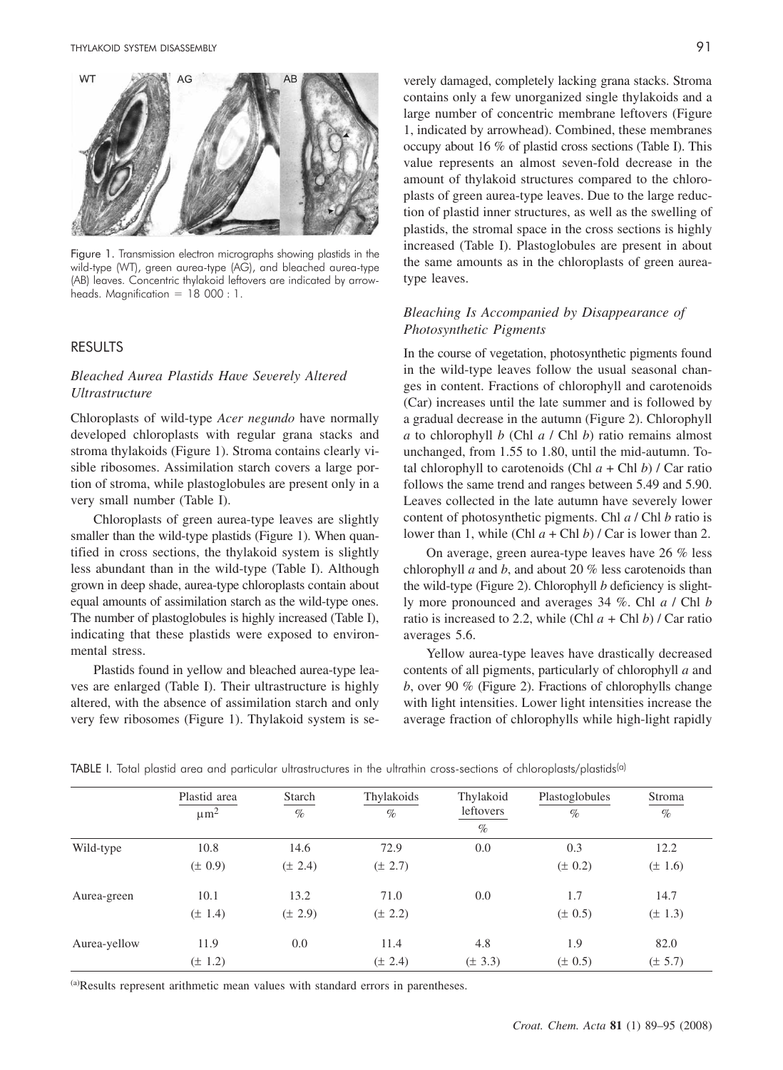Figure 1. Transmission electron micrographs showing plastids in the wild-type (WT), green aurea-type (AG), and bleached aurea-type (AB) leaves. Concentric thylakoid leftovers are indicated by arrowheads. Magnification = 18 000 : 1.

## RESULTS

### *Bleached Aurea Plastids Have Severely Altered Ultrastructure*

Chloroplasts of wild-type *Acer negundo* have normally developed chloroplasts with regular grana stacks and stroma thylakoids (Figure 1). Stroma contains clearly visible ribosomes. Assimilation starch covers a large portion of stroma, while plastoglobules are present only in a very small number (Table I).

Chloroplasts of green aurea-type leaves are slightly smaller than the wild-type plastids (Figure 1). When quantified in cross sections, the thylakoid system is slightly less abundant than in the wild-type (Table I). Although grown in deep shade, aurea-type chloroplasts contain about equal amounts of assimilation starch as the wild-type ones. The number of plastoglobules is highly increased (Table I), indicating that these plastids were exposed to environmental stress.

Plastids found in yellow and bleached aurea-type leaves are enlarged (Table I). Their ultrastructure is highly altered, with the absence of assimilation starch and only very few ribosomes (Figure 1). Thylakoid system is severely damaged, completely lacking grana stacks. Stroma contains only a few unorganized single thylakoids and a large number of concentric membrane leftovers (Figure 1, indicated by arrowhead). Combined, these membranes occupy about 16 % of plastid cross sections (Table I). This value represents an almost seven-fold decrease in the amount of thylakoid structures compared to the chloroplasts of green aurea-type leaves. Due to the large reduction of plastid inner structures, as well as the swelling of plastids, the stromal space in the cross sections is highly increased (Table I). Plastoglobules are present in about the same amounts as in the chloroplasts of green aurea-type leaves.

### *Bleaching Is Accompanied by Disappearance of Photosynthetic Pigments*

In the course of vegetation, photosynthetic pigments found in the wild-type leaves follow the usual seasonal changes in content. Fractions of chlorophyll and carotenoids (Car) increases until the late summer and is followed by a gradual decrease in the autumn (Figure 2). Chlorophyll *a* to chlorophyll *b* (Chl *a* / Chl *b*) ratio remains almost unchanged, from 1.55 to 1.80, until the mid-autumn. Total chlorophyll to carotenoids (Chl *a* + Chl *b*) / Car ratio follows the same trend and ranges between 5.49 and 5.90. Leaves collected in the late autumn have severely lower content of photosynthetic pigments. Chl *a* / Chl *b* ratio is lower than 1, while (Chl *a* + Chl *b*) / Car is lower than 2.

On average, green aurea-type leaves have 26 % less chlorophyll *a* and *b*, and about 20 % less carotenoids than the wild-type (Figure 2). Chlorophyll *b* deficiency is slightly more pronounced and averages 34 %. Chl *a* / Chl *b* ratio is increased to 2.2, while (Chl *a* + Chl *b*) / Car ratio averages 5.6.

Yellow aurea-type leaves have drastically decreased contents of all pigments, particularly of chlorophyll *a* and *b*, over 90 % (Figure 2). Fractions of chlorophylls change with light intensities. Lower light intensities increase the average fraction of chlorophylls while high-light rapidly

TABLE I. Total plastid area and particular ultrastructures in the ultrathin cross-sections of chloroplasts/plastids[a]

| | Plastid area $\mu m^2$ | Starch % | Thylakoids % | Thylakoid leftovers % | Plastoglobules % | Stroma % |
|---|---|---|---|---|---|---|
| Wild-type | 10.8 (± 0.9) | 14.6 (± 2.4) | 72.9 (± 2.7) | 0.0 | 0.3 (± 0.2) | 12.2 (± 1.6) |
| Aurea-green | 10.1 (± 1.4) | 13.2 (± 2.9) | 71.0 (± 2.2) | 0.0 | 1.7 (± 0.5) | 14.7 (± 1.3) |
| Aurea-yellow | 11.9 (± 1.2) | 0.0 | 11.4 (± 2.4) | 4.8 (± 3.3) | 1.9 (± 0.5) | 82.0 (± 5.7) |

[a] Results represent arithmetic mean values with standard errors in parentheses.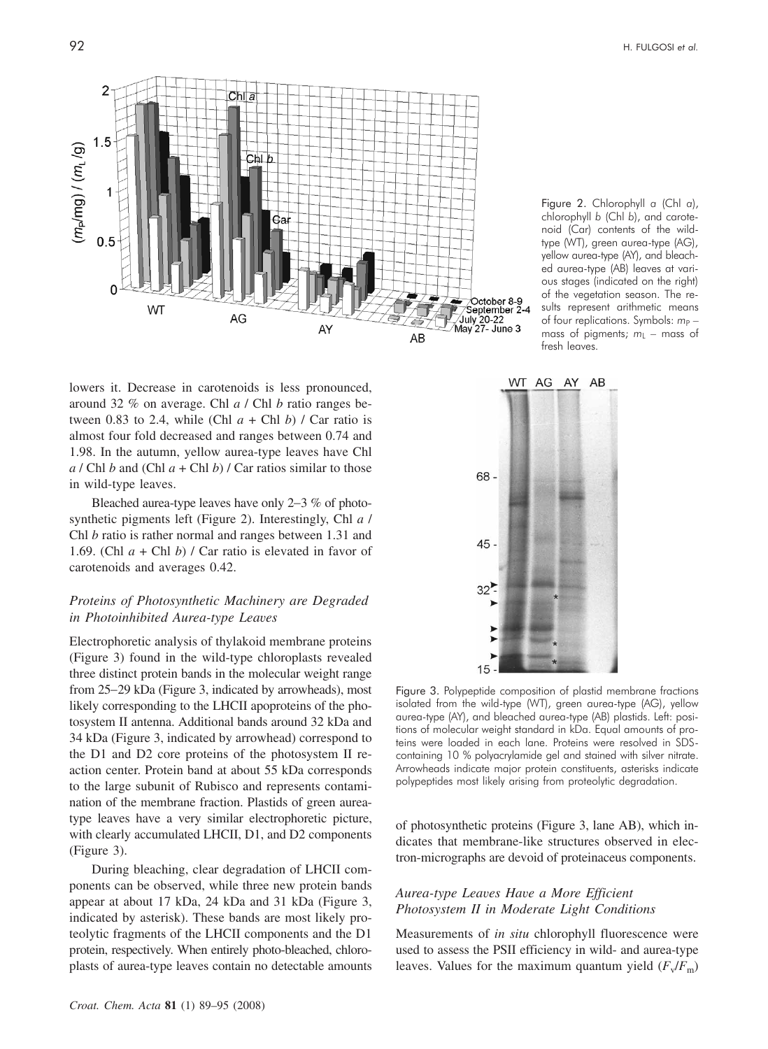Figure 2. Chlorophyll *a* (Chl *a*), chlorophyll *b* (Chl *b*), and carotenoid (Car) contents of the wild-type (WT), green aurea-type (AG), yellow aurea-type (AY), and bleached aurea-type (AB) leaves at various stages (indicated on the right) of the vegetation season. The results represent arithmetic means of four replications. Symbols: $m_P$ – mass of pigments; $m_L$ – mass of fresh leaves.

lowers it. Decrease in carotenoids is less pronounced, around 32 % on average. Chl *a* / Chl *b* ratio ranges between 0.83 to 2.4, while (Chl *a* + Chl *b*) / Car ratio is almost four fold decreased and ranges between 0.74 and 1.98. In the autumn, yellow aurea-type leaves have Chl *a* / Chl *b* and (Chl *a* + Chl *b*) / Car ratios similar to those in wild-type leaves.

Bleached aurea-type leaves have only 2–3 % of photosynthetic pigments left (Figure 2). Interestingly, Chl *a* / Chl *b* ratio is rather normal and ranges between 1.31 and 1.69. (Chl *a* + Chl *b*) / Car ratio is elevated in favor of carotenoids and averages 0.42.

### *Proteins of Photosynthetic Machinery are Degraded in Photoinhibited Aurea-type Leaves*

Electrophoretic analysis of thylakoid membrane proteins (Figure 3) found in the wild-type chloroplasts revealed three distinct protein bands in the molecular weight range from 25–29 kDa (Figure 3, indicated by arrowheads), most likely corresponding to the LHCII apoproteins of the photosystem II antenna. Additional bands around 32 kDa and 34 kDa (Figure 3, indicated by arrowhead) correspond to the D1 and D2 core proteins of the photosystem II reaction center. Protein band at about 55 kDa corresponds to the large subunit of Rubisco and represents contamination of the membrane fraction. Plastids of green aurea-type leaves have a very similar electrophoretic picture, with clearly accumulated LHCII, D1, and D2 components (Figure 3).

During bleaching, clear degradation of LHCII components can be observed, while three new protein bands appear at about 17 kDa, 24 kDa and 31 kDa (Figure 3, indicated by asterisk). These bands are most likely proteolytic fragments of the LHCII components and the D1 protein, respectively. When entirely photo-bleached, chloroplasts of aurea-type leaves contain no detectable amounts of photosynthetic proteins (Figure 3, lane AB), which indicates that membrane-like structures observed in electron-micrographs are devoid of proteinaceous components.

Figure 3. Polypeptide composition of plastid membrane fractions isolated from the wild-type (WT), green aurea-type (AG), yellow aurea-type (AY), and bleached aurea-type (AB) plastids. Left: positions of molecular weight standard in kDa. Equal amounts of proteins were loaded in each lane. Proteins were resolved in SDS-containing 10 % polyacrylamide gel and stained with silver nitrate. Arrowheads indicate major protein constituents, asterisks indicate polypeptides most likely arising from proteolytic degradation.

### *Aurea-type Leaves Have a More Efficient Photosystem II in Moderate Light Conditions*

Measurements of *in situ* chlorophyll fluorescence were used to assess the PSII efficiency in wild- and aurea-type leaves. Values for the maximum quantum yield ($F_v/F_m$)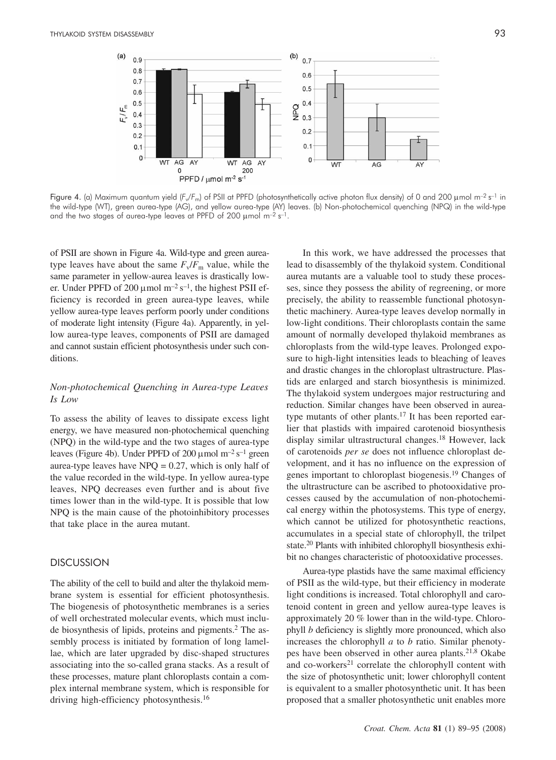Figure 4. (a) Maximum quantum yield ($F_v/F_m$) of PSII at PPFD (photosynthetically active photon flux density) of 0 and 200 μmol m$^{-2}$ s$^{-1}$ in the wild-type (WT), green aurea-type (AG), and yellow aurea-type (AY) leaves. (b) Non-photochemical quenching (NPQ) in the wild-type and the two stages of aurea-type leaves at PPFD of 200 μmol m$^{-2}$ s$^{-1}$.

of PSII are shown in Figure 4a. Wild-type and green aurea-type leaves have about the same $F_v/F_m$ value, while the same parameter in yellow-aurea leaves is drastically lower. Under PPFD of 200 μmol m$^{-2}$ s$^{-1}$, the highest PSII efficiency is recorded in green aurea-type leaves, while yellow aurea-type leaves perform poorly under conditions of moderate light intensity (Figure 4a). Apparently, in yellow aurea-type leaves, components of PSII are damaged and cannot sustain efficient photosynthesis under such conditions.

### *Non-photochemical Quenching in Aurea-type Leaves Is Low*

To assess the ability of leaves to dissipate excess light energy, we have measured non-photochemical quenching (NPQ) in the wild-type and the two stages of aurea-type leaves (Figure 4b). Under PPFD of 200 μmol m$^{-2}$ s$^{-1}$ green aurea-type leaves have NPQ = 0.27, which is only half of the value recorded in the wild-type. In yellow aurea-type leaves, NPQ decreases even further and is about five times lower than in the wild-type. It is possible that low NPQ is the main cause of the photoinhibitory processes that take place in the aurea mutant.

## DISCUSSION

The ability of the cell to build and alter the thylakoid membrane system is essential for efficient photosynthesis. The biogenesis of photosynthetic membranes is a series of well orchestrated molecular events, which must include biosynthesis of lipids, proteins and pigments.[2] The assembly process is initiated by formation of long lamellae, which are later upgraded by disc-shaped structures associating into the so-called grana stacks. As a result of these processes, mature plant chloroplasts contain a complex internal membrane system, which is responsible for driving high-efficiency photosynthesis.[16]

In this work, we have addressed the processes that lead to disassembly of the thylakoid system. Conditional aurea mutants are a valuable tool to study these processes, since they possess the ability of regreening, or more precisely, the ability to reassemble functional photosynthetic machinery. Aurea-type leaves develop normally in low-light conditions. Their chloroplasts contain the same amount of normally developed thylakoid membranes as chloroplasts from the wild-type leaves. Prolonged exposure to high-light intensities leads to bleaching of leaves and drastic changes in the chloroplast ultrastructure. Plastids are enlarged and starch biosynthesis is minimized. The thylakoid system undergoes major restructuring and reduction. Similar changes have been observed in aurea-type mutants of other plants.[17] It has been reported earlier that plastids with impaired carotenoid biosynthesis display similar ultrastructural changes.[18] However, lack of carotenoids *per se* does not influence chloroplast development, and it has no influence on the expression of genes important to chloroplast biogenesis.[19] Changes of the ultrastructure can be ascribed to photooxidative processes caused by the accumulation of non-photochemical energy within the photosystems. This type of energy, which cannot be utilized for photosynthetic reactions, accumulates in a special state of chlorophyll, the trilpet state.[20] Plants with inhibited chlorophyll biosynthesis exhibit no changes characteristic of photooxidative processes.

Aurea-type plastids have the same maximal efficiency of PSII as the wild-type, but their efficiency in moderate light conditions is increased. Total chlorophyll and carotenoid content in green and yellow aurea-type leaves is approximately 20 % lower than in the wild-type. Chlorophyll *b* deficiency is slightly more pronounced, which also increases the chlorophyll *a* to *b* ratio. Similar phenotypes have been observed in other aurea plants.[21,8] Okabe and co-workers[21] correlate the chlorophyll content with the size of photosynthetic unit; lower chlorophyll content is equivalent to a smaller photosynthetic unit. It has been proposed that a smaller photosynthetic unit enables more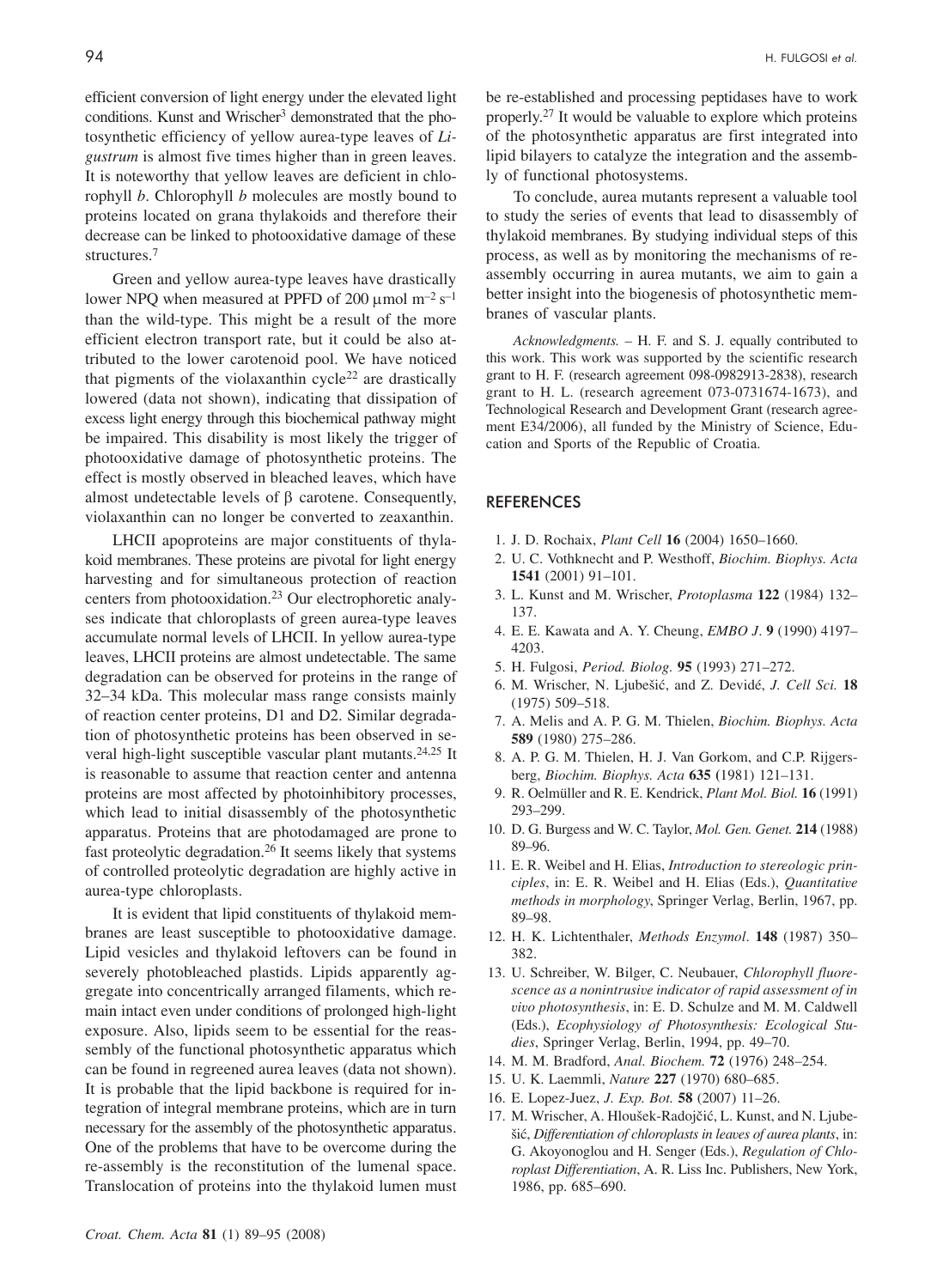efficient conversion of light energy under the elevated light conditions. Kunst and Wrischer[3] demonstrated that the photosynthetic efficiency of yellow aurea-type leaves of *Ligustrum* is almost five times higher than in green leaves. It is noteworthy that yellow leaves are deficient in chlorophyll *b*. Chlorophyll *b* molecules are mostly bound to proteins located on grana thylakoids and therefore their decrease can be linked to photooxidative damage of these structures.[7]

Green and yellow aurea-type leaves have drastically lower NPQ when measured at PPFD of 200 μmol $m^{-2}$ $s^{-1}$ than the wild-type. This might be a result of the more efficient electron transport rate, but it could be also attributed to the lower carotenoid pool. We have noticed that pigments of the violaxanthin cycle[22] are drastically lowered (data not shown), indicating that dissipation of excess light energy through this biochemical pathway might be impaired. This disability is most likely the trigger of photooxidative damage of photosynthetic proteins. The effect is mostly observed in bleached leaves, which have almost undetectable levels of β carotene. Consequently, violaxanthin can no longer be converted to zeaxanthin.

LHCII apoproteins are major constituents of thylakoid membranes. These proteins are pivotal for light energy harvesting and for simultaneous protection of reaction centers from photooxidation.[23] Our electrophoretic analyses indicate that chloroplasts of green aurea-type leaves accumulate normal levels of LHCII. In yellow aurea-type leaves, LHCII proteins are almost undetectable. The same degradation can be observed for proteins in the range of 32–34 kDa. This molecular mass range consists mainly of reaction center proteins, D1 and D2. Similar degradation of photosynthetic proteins has been observed in several high-light susceptible vascular plant mutants.[24,25] It is reasonable to assume that reaction center and antenna proteins are most affected by photoinhibitory processes, which lead to initial disassembly of the photosynthetic apparatus. Proteins that are photodamaged are prone to fast proteolytic degradation.[26] It seems likely that systems of controlled proteolytic degradation are highly active in aurea-type chloroplasts.

It is evident that lipid constituents of thylakoid membranes are least susceptible to photooxidative damage. Lipid vesicles and thylakoid leftovers can be found in severely photobleached plastids. Lipids apparently aggregate into concentrically arranged filaments, which remain intact even under conditions of prolonged high-light exposure. Also, lipids seem to be essential for the reassembly of the functional photosynthetic apparatus which can be found in regreened aurea leaves (data not shown). It is probable that the lipid backbone is required for integration of integral membrane proteins, which are in turn necessary for the assembly of the photosynthetic apparatus. One of the problems that have to be overcome during the re-assembly is the reconstitution of the lumenal space. Translocation of proteins into the thylakoid lumen must be re-established and processing peptidases have to work properly.[27] It would be valuable to explore which proteins of the photosynthetic apparatus are first integrated into lipid bilayers to catalyze the integration and the assembly of functional photosystems.

To conclude, aurea mutants represent a valuable tool to study the series of events that lead to disassembly of thylakoid membranes. By studying individual steps of this process, as well as by monitoring the mechanisms of reassembly occurring in aurea mutants, we aim to gain a better insight into the biogenesis of photosynthetic membranes of vascular plants.

*Acknowledgments.* – H. F. and S. J. equally contributed to this work. This work was supported by the scientific research grant to H. F. (research agreement 098-0982913-2838), research grant to H. L. (research agreement 073-0731674-1673), and Technological Research and Development Grant (research agreement E34/2006), all funded by the Ministry of Science, Education and Sports of the Republic of Croatia.

## REFERENCES

1. J. D. Rochaix, *Plant Cell* **16** (2004) 1650–1660.
2. U. C. Vothknecht and P. Westhoff, *Biochim. Biophys. Acta* **1541** (2001) 91–101.
3. L. Kunst and M. Wrischer, *Protoplasma* **122** (1984) 132–137.
4. E. E. Kawata and A. Y. Cheung, *EMBO J*. **9** (1990) 4197–4203.
5. H. Fulgosi, *Period. Biolog.* **95** (1993) 271–272.
6. M. Wrischer, N. Ljubešić, and Z. Devidé, *J. Cell Sci.* **18** (1975) 509–518.
7. A. Melis and A. P. G. M. Thielen, *Biochim. Biophys. Acta* **589** (1980) 275–286.
8. A. P. G. M. Thielen, H. J. Van Gorkom, and C.P. Rijgersberg, *Biochim. Biophys. Acta* **635** (1981) 121–131.
9. R. Oelmüller and R. E. Kendrick, *Plant Mol. Biol.* **16** (1991) 293–299.
10. D. G. Burgess and W. C. Taylor, *Mol. Gen. Genet.* **214** (1988) 89–96.
11. E. R. Weibel and H. Elias, *Introduction to stereologic principles*, in: E. R. Weibel and H. Elias (Eds.), *Quantitative methods in morphology*, Springer Verlag, Berlin, 1967, pp. 89–98.
12. H. K. Lichtenthaler, *Methods Enzymol*. **148** (1987) 350–382.
13. U. Schreiber, W. Bilger, C. Neubauer, *Chlorophyll fluorescence as a nonintrusive indicator of rapid assessment of in vivo photosynthesis*, in: E. D. Schulze and M. M. Caldwell (Eds.), *Ecophysiology of Photosynthesis: Ecological Studies*, Springer Verlag, Berlin, 1994, pp. 49–70.
14. M. M. Bradford, *Anal. Biochem.* **72** (1976) 248–254.
15. U. K. Laemmli, *Nature* **227** (1970) 680–685.
16. E. Lopez-Juez, *J. Exp. Bot.* **58** (2007) 11–26.
17. M. Wrischer, A. Hloušek-Radojčić, L. Kunst, and N. Ljubešić, *Differentiation of chloroplasts in leaves of aurea plants*, in: G. Akoyonoglou and H. Senger (Eds.), *Regulation of Chloroplast Differentiation*, A. R. Liss Inc. Publishers, New York, 1986, pp. 685–690.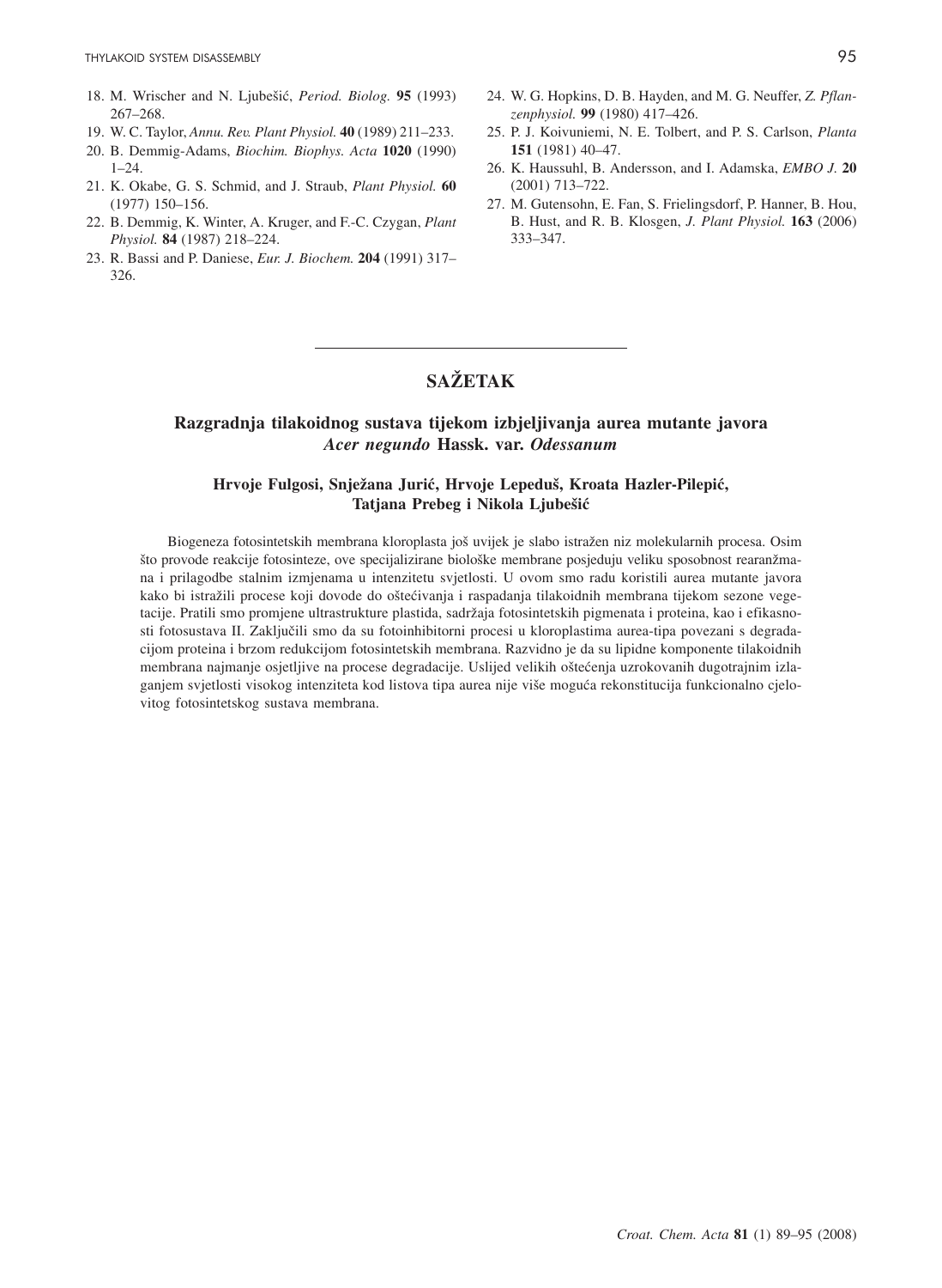18. M. Wrischer and N. Ljubešić, *Period. Biolog.* **95** (1993) 267–268.
19. W. C. Taylor, *Annu. Rev. Plant Physiol.* **40** (1989) 211–233.
20. B. Demmig-Adams, *Biochim. Biophys. Acta* **1020** (1990) 1–24.
21. K. Okabe, G. S. Schmid, and J. Straub, *Plant Physiol.* **60** (1977) 150–156.
22. B. Demmig, K. Winter, A. Kruger, and F.-C. Czygan, *Plant Physiol.* **84** (1987) 218–224.
23. R. Bassi and P. Daniese, *Eur. J. Biochem.* **204** (1991) 317–326.
24. W. G. Hopkins, D. B. Hayden, and M. G. Neuffer, *Z. Pflanzenphysiol.* **99** (1980) 417–426.
25. P. J. Koivuniemi, N. E. Tolbert, and P. S. Carlson, *Planta* **151** (1981) 40–47.
26. K. Haussuhl, B. Andersson, and I. Adamska, *EMBO J.* **20** (2001) 713–722.
27. M. Gutensohn, E. Fan, S. Frielingsdorf, P. Hanner, B. Hou, B. Hust, and R. B. Klosgen, *J. Plant Physiol.* **163** (2006) 333–347.

## SAŽETAK

### Razgradnja tilakoidnog sustava tijekom izbjeljivanja aurea mutante javora *Acer negundo* Hassk. var. *Odessanum*

**Hrvoje Fulgosi, Snježana Jurić, Hrvoje Lepeduš, Kroata Hazler-Pilepić, Tatjana Prebeg i Nikola Ljubešić**

Biogeneza fotosintetskih membrana kloroplasta još uvijek je slabo istražen niz molekularnih procesa. Osim što provode reakcije fotosinteze, ove specijalizirane biološke membrane posjeduju veliku sposobnost rearanžmana i prilagodbe stalnim izmjenama u intenzitetu svjetlosti. U ovom smo radu koristili aurea mutante javora kako bi istražili procese koji dovode do oštećivanja i raspadanja tilakoidnih membrana tijekom sezone vegetacije. Pratili smo promjene ultrastrukture plastida, sadržaja fotosintetskih pigmenata i proteina, kao i efikasnosti fotosustava II. Zaključili smo da su fotoinhibitorni procesi u kloroplastima aurea-tipa povezani s degradacijom proteina i brzom redukcijom fotosintetskih membrana. Razvidno je da su lipidne komponente tilakoidnih membrana najmanje osjetljive na procese degradacije. Uslijed velikih oštećenja uzrokovanih dugotrajnim izlaganjem svjetlosti visokog intenziteta kod listova tipa aurea nije više moguća rekonstitucija funkcionalno cjelovitog fotosintetskog sustava membrana.